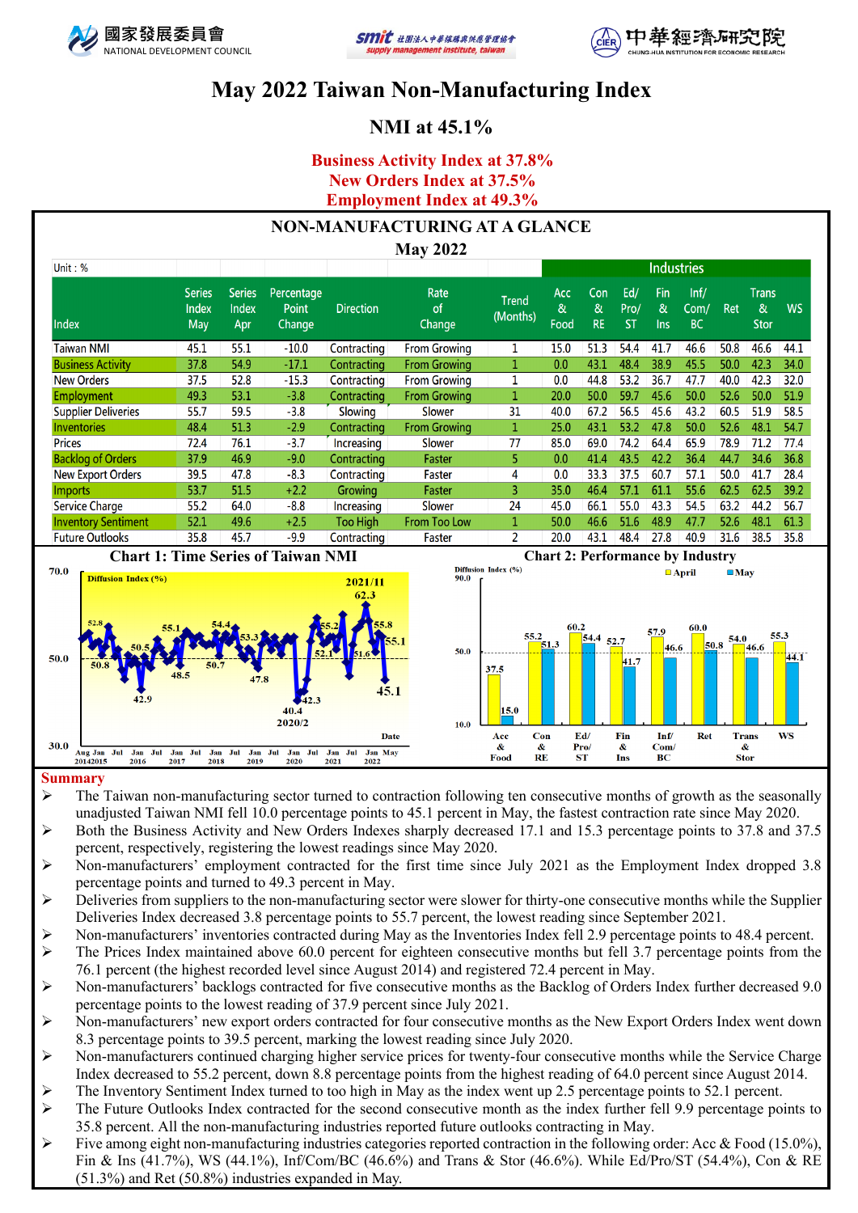國家發展委員會 NATIONAL DEVELOPMENT COUNCIL

smit 社團法人中華採購與供應管理協會 supply management institute, taiwan

中華經濟研究院 CHUNG-HUA INSTITUTION FOR ECONOMIC RESEARCH

# May 2022 Taiwan Non-Manufacturing Index

## NMI at 45.1%

**Business Activity Index at 37.8%**
**New Orders Index at 37.5%**
**Employment Index at 49.3%**

## NON-MANUFACTURING AT A GLANCE
### May 2022

Unit : %

| Index | Series Index May | Series Index Apr | Percentage Point Change | Direction | Rate of Change | Trend (Months) | Industries: Acc & Food | Con & RE | Ed/ Pro/ ST | Fin & Ins | Inf/ Com/ BC | Ret | Trans & Stor | WS |
|---|---|---|---|---|---|---|---|---|---|---|---|---|---|---|
| Taiwan NMI | 45.1 | 55.1 | -10.0 | Contracting | From Growing | 1 | 15.0 | 51.3 | 54.4 | 41.7 | 46.6 | 50.8 | 46.6 | 44.1 |
| Business Activity | 37.8 | 54.9 | -17.1 | Contracting | From Growing | 1 | 0.0 | 43.1 | 48.4 | 38.9 | 45.5 | 50.0 | 42.3 | 34.0 |
| New Orders | 37.5 | 52.8 | -15.3 | Contracting | From Growing | 1 | 0.0 | 44.8 | 53.2 | 36.7 | 47.7 | 40.0 | 42.3 | 32.0 |
| Employment | 49.3 | 53.1 | -3.8 | Contracting | From Growing | 1 | 20.0 | 50.0 | 59.7 | 45.6 | 50.0 | 52.6 | 50.0 | 51.9 |
| Supplier Deliveries | 55.7 | 59.5 | -3.8 | Slowing | Slower | 31 | 40.0 | 67.2 | 56.5 | 45.6 | 43.2 | 60.5 | 51.9 | 58.5 |
| Inventories | 48.4 | 51.3 | -2.9 | Contracting | From Growing | 1 | 25.0 | 43.1 | 53.2 | 47.8 | 50.0 | 52.6 | 48.1 | 54.7 |
| Prices | 72.4 | 76.1 | -3.7 | Increasing | Slower | 77 | 85.0 | 69.0 | 74.2 | 64.4 | 65.9 | 78.9 | 71.2 | 77.4 |
| Backlog of Orders | 37.9 | 46.9 | -9.0 | Contracting | Faster | 5 | 0.0 | 41.4 | 43.5 | 42.2 | 36.4 | 44.7 | 34.6 | 36.8 |
| New Export Orders | 39.5 | 47.8 | -8.3 | Contracting | Faster | 4 | 0.0 | 33.3 | 37.5 | 60.7 | 57.1 | 50.0 | 41.7 | 28.4 |
| Imports | 53.7 | 51.5 | +2.2 | Growing | Faster | 3 | 35.0 | 46.4 | 57.1 | 61.1 | 55.6 | 62.5 | 62.5 | 39.2 |
| Service Charge | 55.2 | 64.0 | -8.8 | Increasing | Slower | 24 | 45.0 | 66.1 | 55.0 | 43.3 | 54.5 | 63.2 | 44.2 | 56.7 |
| Inventory Sentiment | 52.1 | 49.6 | +2.5 | Too High | From Too Low | 1 | 50.0 | 46.6 | 51.6 | 48.9 | 47.7 | 52.6 | 48.1 | 61.3 |
| Future Outlooks | 35.8 | 45.7 | -9.9 | Contracting | Faster | 2 | 20.0 | 43.1 | 48.4 | 27.8 | 40.9 | 31.6 | 38.5 | 35.8 |

**Chart 1: Time Series of Taiwan NMI**

Diffusion Index (%)
70.0, 50.0, 30.0
2021/11 62.3
52.8, 50.8, 55.1, 50.5, 42.9, 48.5, 54.4, 50.7, 53.3, 47.8, 40.4 2020/2, 42.3, 55.2, 52.1, 51.6, 55.8, 55.1, 45.1
Date
Aug 20142015, Jan, Jul, Jan 2016, Jul, Jan 2017, Jul, Jan 2018, Jul, Jan 2019, Jul, Jan 2020, Jul, Jan 2021, Jul, Jan 2022, May

**Chart 2: Performance by Industry**

Diffusion Index (%)
90.0, 50.0, 10.0
April, May
Acc & Food: 37.5, 15.0
Con & RE: 55.2, 51.3
Ed/ Pro/ ST: 60.2, 54.4
Fin & Ins: 52.7, 41.7
Inf/ Com/ BC: 57.9, 46.6
Ret: 60.0, 50.8
Trans & Stor: 54.0, 46.6
WS: 55.3, 44.1

**Summary**

- The Taiwan non-manufacturing sector turned to contraction following ten consecutive months of growth as the seasonally unadjusted Taiwan NMI fell 10.0 percentage points to 45.1 percent in May, the fastest contraction rate since May 2020.
- Both the Business Activity and New Orders Indexes sharply decreased 17.1 and 15.3 percentage points to 37.8 and 37.5 percent, respectively, registering the lowest readings since May 2020.
- Non-manufacturers' employment contracted for the first time since July 2021 as the Employment Index dropped 3.8 percentage points and turned to 49.3 percent in May.
- Deliveries from suppliers to the non-manufacturing sector were slower for thirty-one consecutive months while the Supplier Deliveries Index decreased 3.8 percentage points to 55.7 percent, the lowest reading since September 2021.
- Non-manufacturers' inventories contracted during May as the Inventories Index fell 2.9 percentage points to 48.4 percent.
- The Prices Index maintained above 60.0 percent for eighteen consecutive months but fell 3.7 percentage points from the 76.1 percent (the highest recorded level since August 2014) and registered 72.4 percent in May.
- Non-manufacturers' backlogs contracted for five consecutive months as the Backlog of Orders Index further decreased 9.0 percentage points to the lowest reading of 37.9 percent since July 2021.
- Non-manufacturers' new export orders contracted for four consecutive months as the New Export Orders Index went down 8.3 percentage points to 39.5 percent, marking the lowest reading since July 2020.
- Non-manufacturers continued charging higher service prices for twenty-four consecutive months while the Service Charge Index decreased to 55.2 percent, down 8.8 percentage points from the highest reading of 64.0 percent since August 2014.
- The Inventory Sentiment Index turned to too high in May as the index went up 2.5 percentage points to 52.1 percent.
- The Future Outlooks Index contracted for the second consecutive month as the index further fell 9.9 percentage points to 35.8 percent. All the non-manufacturing industries reported future outlooks contracting in May.
- Five among eight non-manufacturing industries categories reported contraction in the following order: Acc & Food (15.0%), Fin & Ins (41.7%), WS (44.1%), Inf/Com/BC (46.6%) and Trans & Stor (46.6%). While Ed/Pro/ST (54.4%), Con & RE (51.3%) and Ret (50.8%) industries expanded in May.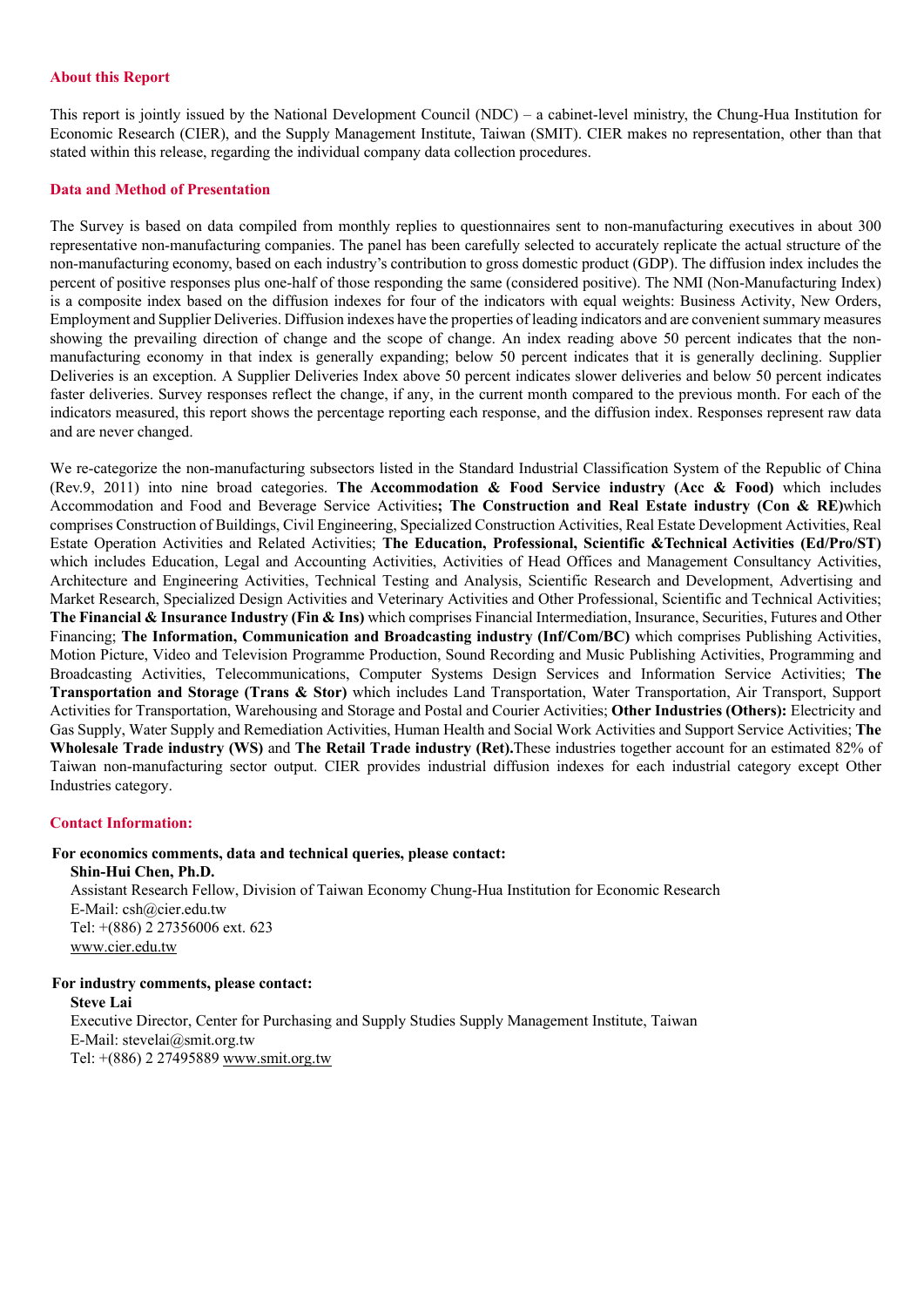## About this Report

This report is jointly issued by the National Development Council (NDC) – a cabinet-level ministry, the Chung-Hua Institution for Economic Research (CIER), and the Supply Management Institute, Taiwan (SMIT). CIER makes no representation, other than that stated within this release, regarding the individual company data collection procedures.

## Data and Method of Presentation

The Survey is based on data compiled from monthly replies to questionnaires sent to non-manufacturing executives in about 300 representative non-manufacturing companies. The panel has been carefully selected to accurately replicate the actual structure of the non-manufacturing economy, based on each industry's contribution to gross domestic product (GDP). The diffusion index includes the percent of positive responses plus one-half of those responding the same (considered positive). The NMI (Non-Manufacturing Index) is a composite index based on the diffusion indexes for four of the indicators with equal weights: Business Activity, New Orders, Employment and Supplier Deliveries. Diffusion indexes have the properties of leading indicators and are convenient summary measures showing the prevailing direction of change and the scope of change. An index reading above 50 percent indicates that the non-manufacturing economy in that index is generally expanding; below 50 percent indicates that it is generally declining. Supplier Deliveries is an exception. A Supplier Deliveries Index above 50 percent indicates slower deliveries and below 50 percent indicates faster deliveries. Survey responses reflect the change, if any, in the current month compared to the previous month. For each of the indicators measured, this report shows the percentage reporting each response, and the diffusion index. Responses represent raw data and are never changed.

We re-categorize the non-manufacturing subsectors listed in the Standard Industrial Classification System of the Republic of China (Rev.9, 2011) into nine broad categories. **The Accommodation & Food Service industry (Acc & Food)** which includes Accommodation and Food and Beverage Service Activities**; The Construction and Real Estate industry (Con & RE)**which comprises Construction of Buildings, Civil Engineering, Specialized Construction Activities, Real Estate Development Activities, Real Estate Operation Activities and Related Activities; **The Education, Professional, Scientific &Technical Activities (Ed/Pro/ST)** which includes Education, Legal and Accounting Activities, Activities of Head Offices and Management Consultancy Activities, Architecture and Engineering Activities, Technical Testing and Analysis, Scientific Research and Development, Advertising and Market Research, Specialized Design Activities and Veterinary Activities and Other Professional, Scientific and Technical Activities; **The Financial & Insurance Industry (Fin & Ins)** which comprises Financial Intermediation, Insurance, Securities, Futures and Other Financing; **The Information, Communication and Broadcasting industry (Inf/Com/BC)** which comprises Publishing Activities, Motion Picture, Video and Television Programme Production, Sound Recording and Music Publishing Activities, Programming and Broadcasting Activities, Telecommunications, Computer Systems Design Services and Information Service Activities; **The Transportation and Storage (Trans & Stor)** which includes Land Transportation, Water Transportation, Air Transport, Support Activities for Transportation, Warehousing and Storage and Postal and Courier Activities; **Other Industries (Others):** Electricity and Gas Supply, Water Supply and Remediation Activities, Human Health and Social Work Activities and Support Service Activities; **The Wholesale Trade industry (WS)** and **The Retail Trade industry (Ret).**These industries together account for an estimated 82% of Taiwan non-manufacturing sector output. CIER provides industrial diffusion indexes for each industrial category except Other Industries category.

## Contact Information:

**For economics comments, data and technical queries, please contact:**

**Shin-Hui Chen, Ph.D.**
Assistant Research Fellow, Division of Taiwan Economy Chung-Hua Institution for Economic Research
E-Mail: csh@cier.edu.tw
Tel: +(886) 2 27356006 ext. 623
www.cier.edu.tw

**For industry comments, please contact:**

**Steve Lai**
Executive Director, Center for Purchasing and Supply Studies Supply Management Institute, Taiwan
E-Mail: stevelai@smit.org.tw
Tel: +(886) 2 27495889 www.smit.org.tw